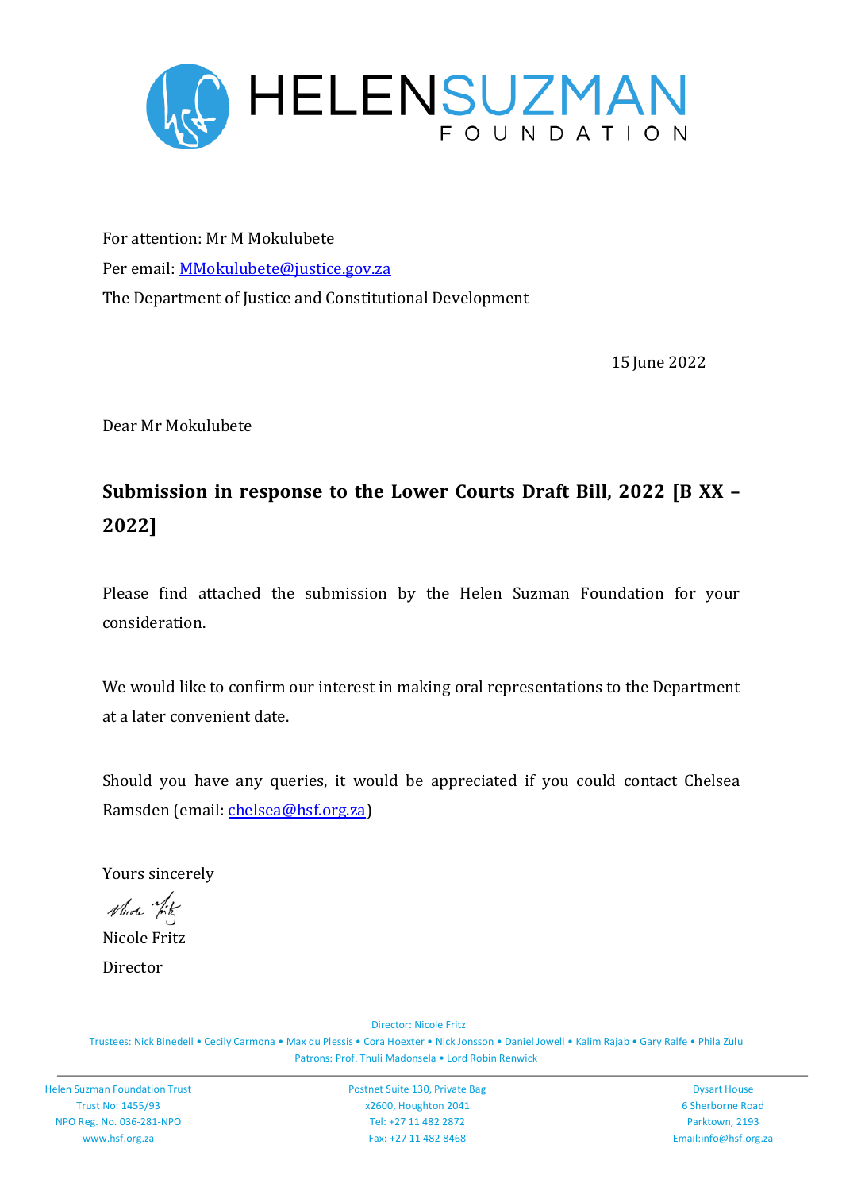HELEN SUZMAN FOUNDATION

For attention: Mr M Mokulubete

Per email: MMokulubete@justice.gov.za

The Department of Justice and Constitutional Development

15 June 2022

Dear Mr Mokulubete

**Submission in response to the Lower Courts Draft Bill, 2022 [B XX – 2022]**

Please find attached the submission by the Helen Suzman Foundation for your consideration.

We would like to confirm our interest in making oral representations to the Department at a later convenient date.

Should you have any queries, it would be appreciated if you could contact Chelsea Ramsden (email: chelsea@hsf.org.za)

Yours sincerely

Nicole Fritz

Director

Director: Nicole Fritz

Trustees: Nick Binedell • Cecily Carmona • Max du Plessis • Cora Hoexter • Nick Jonsson • Daniel Jowell • Kalim Rajab • Gary Ralfe • Phila Zulu

Patrons: Prof. Thuli Madonsela • Lord Robin Renwick

Helen Suzman Foundation Trust
Trust No: 1455/93
NPO Reg. No. 036-281-NPO
www.hsf.org.za

Postnet Suite 130, Private Bag
x2600, Houghton 2041
Tel: +27 11 482 2872
Fax: +27 11 482 8468

Dysart House
6 Sherborne Road
Parktown, 2193
Email:info@hsf.org.za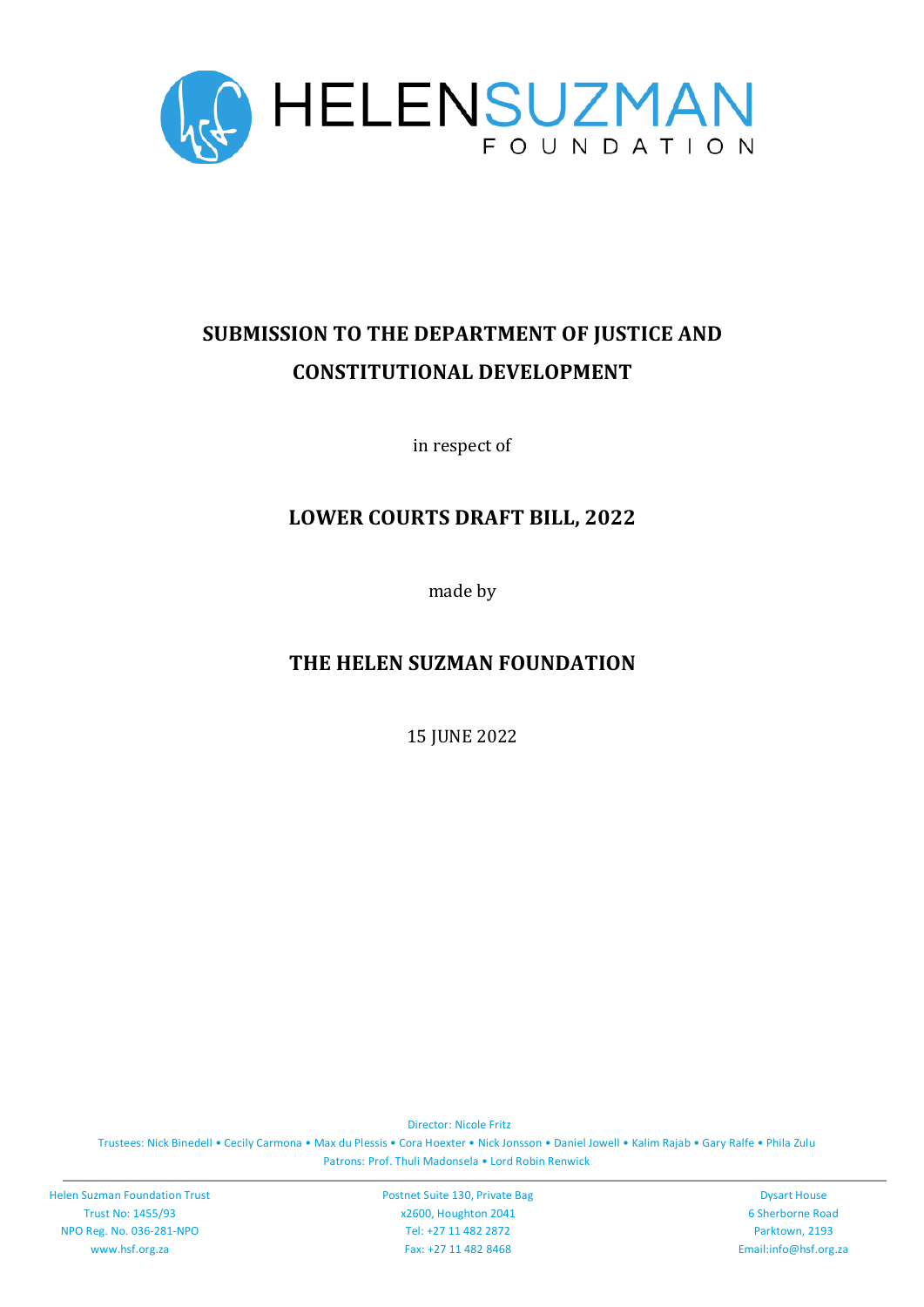# HELENSUZMAN FOUNDATION

**SUBMISSION TO THE DEPARTMENT OF JUSTICE AND CONSTITUTIONAL DEVELOPMENT**

in respect of

**LOWER COURTS DRAFT BILL, 2022**

made by

**THE HELEN SUZMAN FOUNDATION**

15 JUNE 2022

Director: Nicole Fritz

Trustees: Nick Binedell • Cecily Carmona • Max du Plessis • Cora Hoexter • Nick Jonsson • Daniel Jowell • Kalim Rajab • Gary Ralfe • Phila Zulu

Patrons: Prof. Thuli Madonsela • Lord Robin Renwick

Helen Suzman Foundation Trust
Trust No: 1455/93
NPO Reg. No. 036-281-NPO
www.hsf.org.za

Postnet Suite 130, Private Bag
x2600, Houghton 2041
Tel: +27 11 482 2872
Fax: +27 11 482 8468

Dysart House
6 Sherborne Road
Parktown, 2193
Email:info@hsf.org.za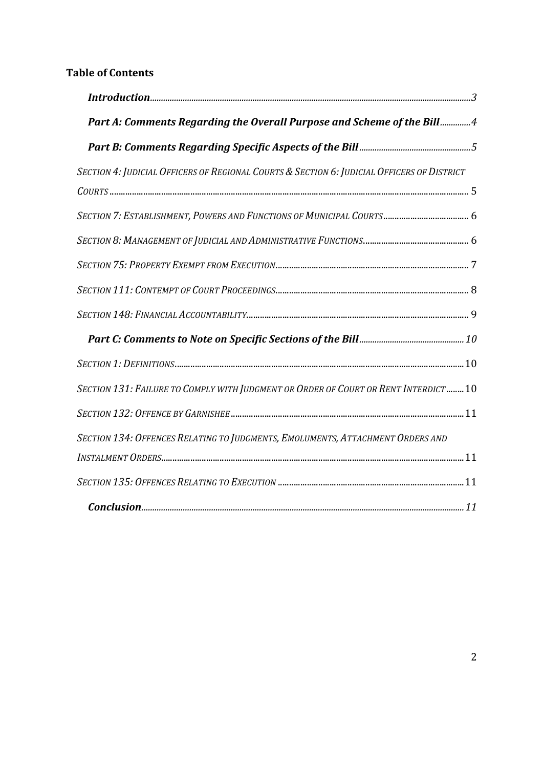**Table of Contents**

- ***Introduction*** .......... 3
  - ***Part A: Comments Regarding the Overall Purpose and Scheme of the Bill*** .......... 4
  - ***Part B: Comments Regarding Specific Aspects of the Bill*** .......... 5
- *SECTION 4: JUDICIAL OFFICERS OF REGIONAL COURTS & SECTION 6: JUDICIAL OFFICERS OF DISTRICT COURTS* .......... 5
- *SECTION 7: ESTABLISHMENT, POWERS AND FUNCTIONS OF MUNICIPAL COURTS* .......... 6
- *SECTION 8: MANAGEMENT OF JUDICIAL AND ADMINISTRATIVE FUNCTIONS* .......... 6
- *SECTION 75: PROPERTY EXEMPT FROM EXECUTION* .......... 7
- *SECTION 111: CONTEMPT OF COURT PROCEEDINGS* .......... 8
- *SECTION 148: FINANCIAL ACCOUNTABILITY* .......... 9
  - ***Part C: Comments to Note on Specific Sections of the Bill*** .......... 10
- *SECTION 1: DEFINITIONS* .......... 10
- *SECTION 131: FAILURE TO COMPLY WITH JUDGMENT OR ORDER OF COURT OR RENT INTERDICT* .......... 10
- *SECTION 132: OFFENCE BY GARNISHEE* .......... 11
- *SECTION 134: OFFENCES RELATING TO JUDGMENTS, EMOLUMENTS, ATTACHMENT ORDERS AND INSTALMENT ORDERS* .......... 11
- *SECTION 135: OFFENCES RELATING TO EXECUTION* .......... 11
  - ***Conclusion*** .......... 11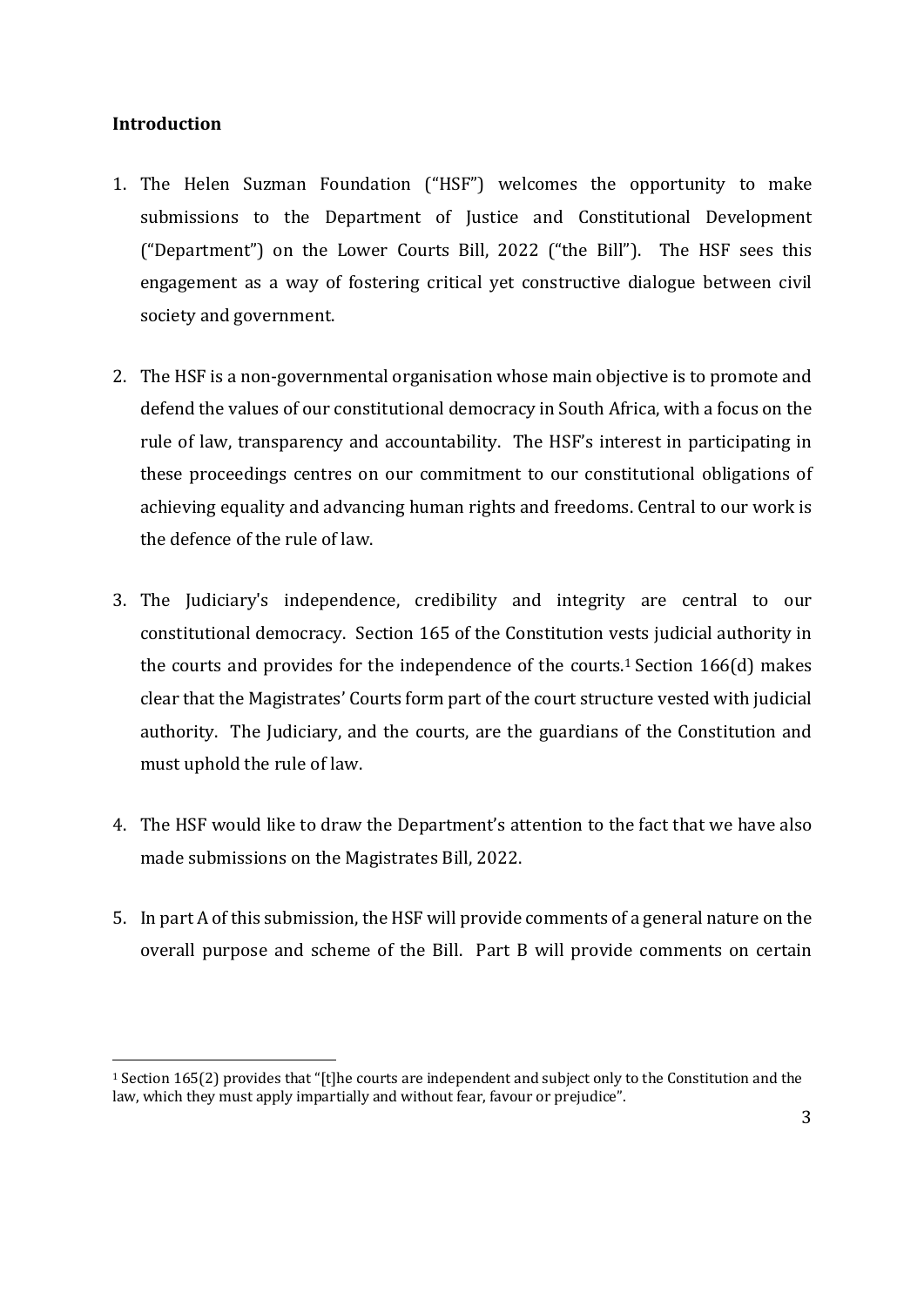**Introduction**

1. The Helen Suzman Foundation ("HSF") welcomes the opportunity to make submissions to the Department of Justice and Constitutional Development ("Department") on the Lower Courts Bill, 2022 ("the Bill"). The HSF sees this engagement as a way of fostering critical yet constructive dialogue between civil society and government.

2. The HSF is a non-governmental organisation whose main objective is to promote and defend the values of our constitutional democracy in South Africa, with a focus on the rule of law, transparency and accountability. The HSF's interest in participating in these proceedings centres on our commitment to our constitutional obligations of achieving equality and advancing human rights and freedoms. Central to our work is the defence of the rule of law.

3. The Judiciary's independence, credibility and integrity are central to our constitutional democracy. Section 165 of the Constitution vests judicial authority in the courts and provides for the independence of the courts.[1] Section 166(d) makes clear that the Magistrates' Courts form part of the court structure vested with judicial authority. The Judiciary, and the courts, are the guardians of the Constitution and must uphold the rule of law.

4. The HSF would like to draw the Department's attention to the fact that we have also made submissions on the Magistrates Bill, 2022.

5. In part A of this submission, the HSF will provide comments of a general nature on the overall purpose and scheme of the Bill. Part B will provide comments on certain

---

[1] Section 165(2) provides that "[t]he courts are independent and subject only to the Constitution and the law, which they must apply impartially and without fear, favour or prejudice".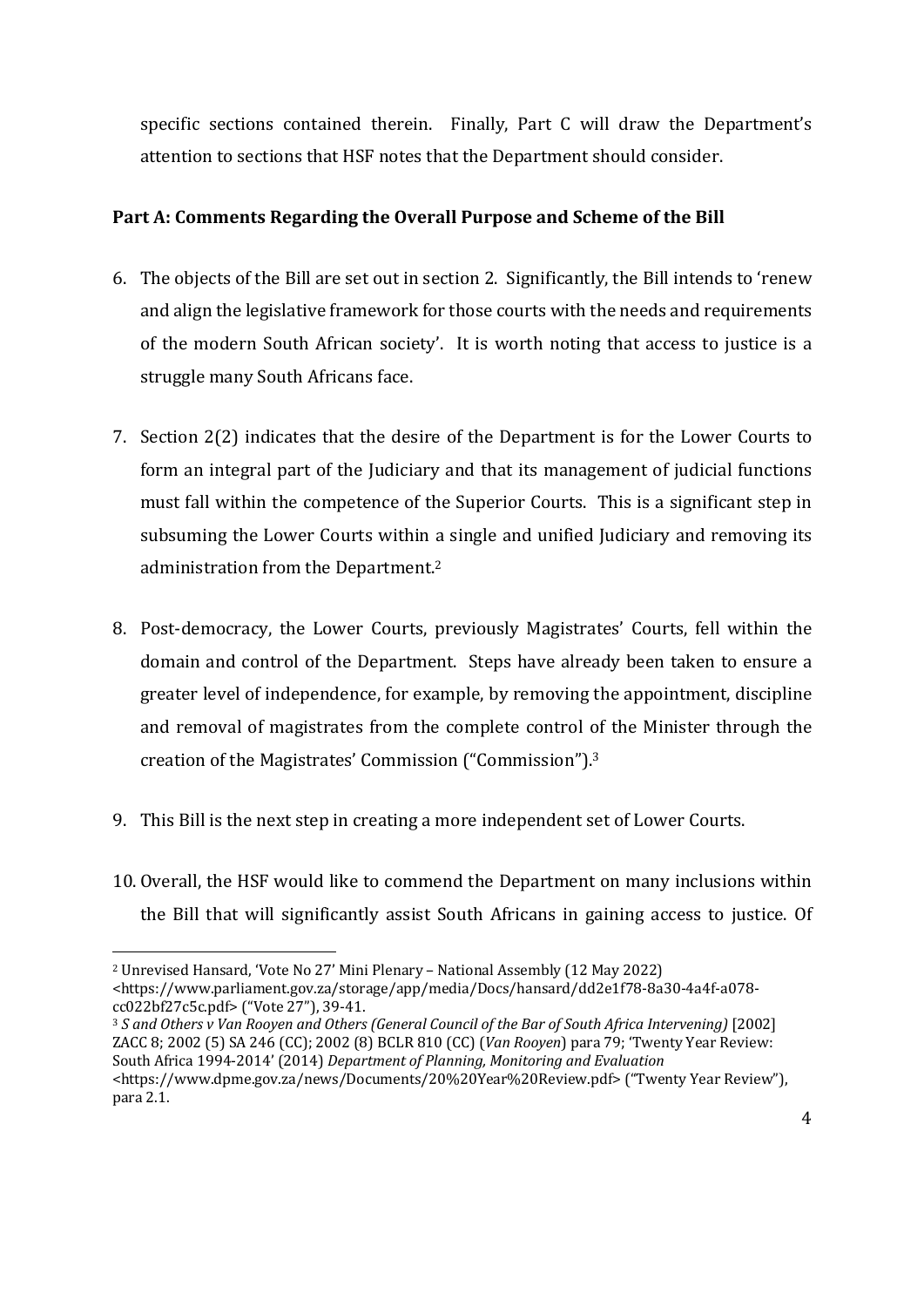specific sections contained therein. Finally, Part C will draw the Department's attention to sections that HSF notes that the Department should consider.

**Part A: Comments Regarding the Overall Purpose and Scheme of the Bill**

6. The objects of the Bill are set out in section 2. Significantly, the Bill intends to 'renew and align the legislative framework for those courts with the needs and requirements of the modern South African society'. It is worth noting that access to justice is a struggle many South Africans face.

7. Section 2(2) indicates that the desire of the Department is for the Lower Courts to form an integral part of the Judiciary and that its management of judicial functions must fall within the competence of the Superior Courts. This is a significant step in subsuming the Lower Courts within a single and unified Judiciary and removing its administration from the Department.[2]

8. Post-democracy, the Lower Courts, previously Magistrates' Courts, fell within the domain and control of the Department. Steps have already been taken to ensure a greater level of independence, for example, by removing the appointment, discipline and removal of magistrates from the complete control of the Minister through the creation of the Magistrates' Commission ("Commission").[3]

9. This Bill is the next step in creating a more independent set of Lower Courts.

10. Overall, the HSF would like to commend the Department on many inclusions within the Bill that will significantly assist South Africans in gaining access to justice. Of

---

[2] Unrevised Hansard, 'Vote No 27' Mini Plenary – National Assembly (12 May 2022) <https://www.parliament.gov.za/storage/app/media/Docs/hansard/dd2e1f78-8a30-4a4f-a078-cc022bf27c5c.pdf> ("Vote 27"), 39-41.

[3] *S and Others v Van Rooyen and Others (General Council of the Bar of South Africa Intervening)* [2002] ZACC 8; 2002 (5) SA 246 (CC); 2002 (8) BCLR 810 (CC) (*Van Rooyen*) para 79; 'Twenty Year Review: South Africa 1994-2014' (2014) *Department of Planning, Monitoring and Evaluation* <https://www.dpme.gov.za/news/Documents/20%20Year%20Review.pdf> ("Twenty Year Review"), para 2.1.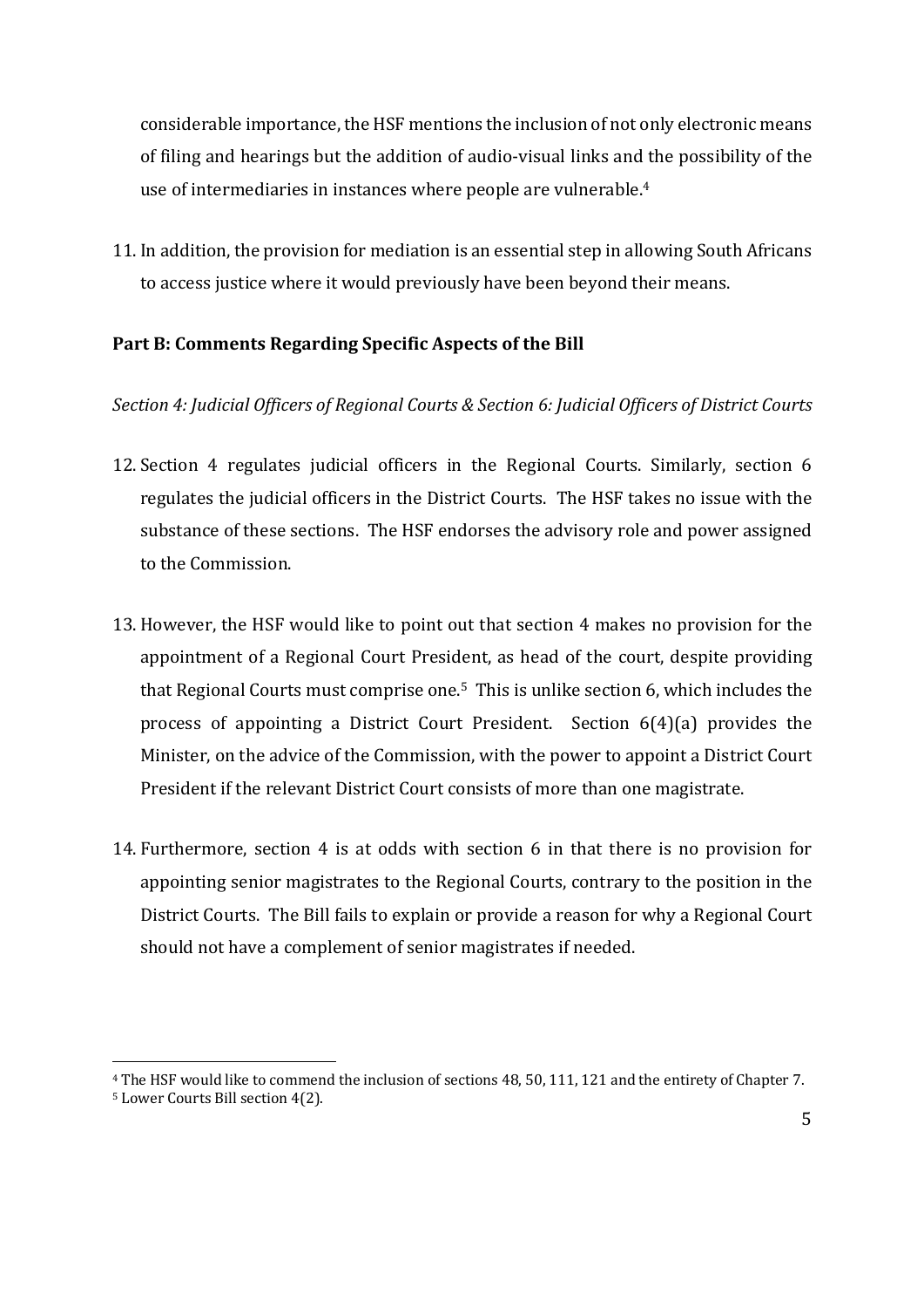considerable importance, the HSF mentions the inclusion of not only electronic means of filing and hearings but the addition of audio-visual links and the possibility of the use of intermediaries in instances where people are vulnerable.[4]

11. In addition, the provision for mediation is an essential step in allowing South Africans to access justice where it would previously have been beyond their means.

## Part B: Comments Regarding Specific Aspects of the Bill

*Section 4: Judicial Officers of Regional Courts & Section 6: Judicial Officers of District Courts*

12. Section 4 regulates judicial officers in the Regional Courts. Similarly, section 6 regulates the judicial officers in the District Courts. The HSF takes no issue with the substance of these sections. The HSF endorses the advisory role and power assigned to the Commission.

13. However, the HSF would like to point out that section 4 makes no provision for the appointment of a Regional Court President, as head of the court, despite providing that Regional Courts must comprise one.[5] This is unlike section 6, which includes the process of appointing a District Court President. Section 6(4)(a) provides the Minister, on the advice of the Commission, with the power to appoint a District Court President if the relevant District Court consists of more than one magistrate.

14. Furthermore, section 4 is at odds with section 6 in that there is no provision for appointing senior magistrates to the Regional Courts, contrary to the position in the District Courts. The Bill fails to explain or provide a reason for why a Regional Court should not have a complement of senior magistrates if needed.

---

[4] The HSF would like to commend the inclusion of sections 48, 50, 111, 121 and the entirety of Chapter 7.

[5] Lower Courts Bill section 4(2).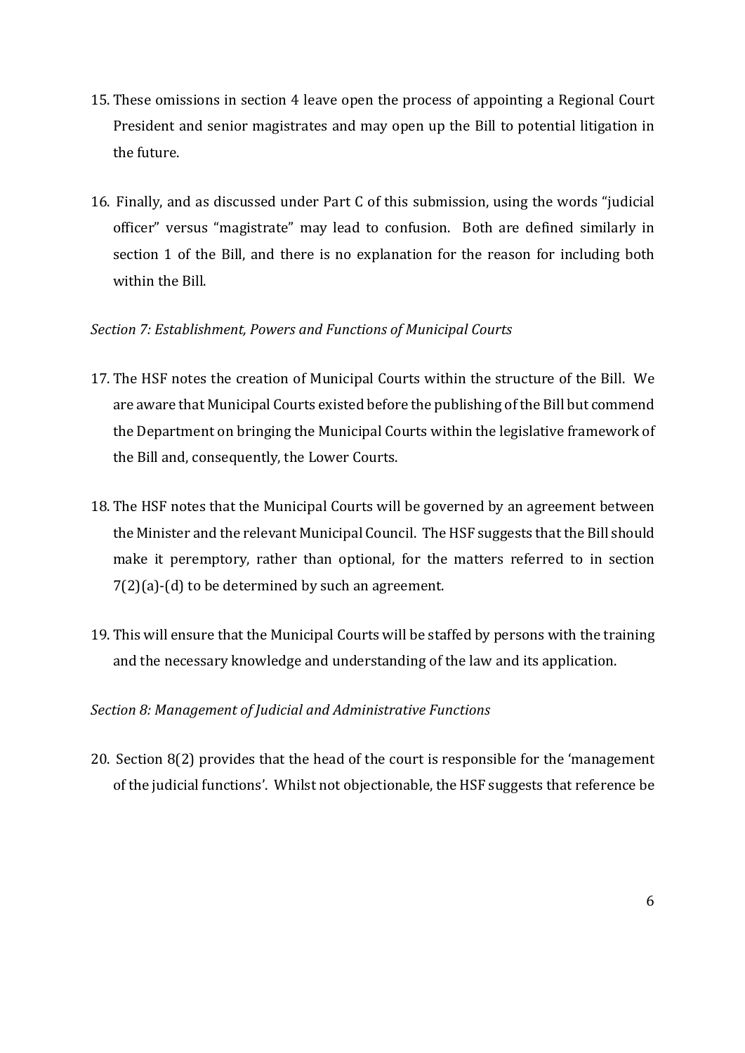15. These omissions in section 4 leave open the process of appointing a Regional Court President and senior magistrates and may open up the Bill to potential litigation in the future.

16. Finally, and as discussed under Part C of this submission, using the words "judicial officer" versus "magistrate" may lead to confusion. Both are defined similarly in section 1 of the Bill, and there is no explanation for the reason for including both within the Bill.

*Section 7: Establishment, Powers and Functions of Municipal Courts*

17. The HSF notes the creation of Municipal Courts within the structure of the Bill. We are aware that Municipal Courts existed before the publishing of the Bill but commend the Department on bringing the Municipal Courts within the legislative framework of the Bill and, consequently, the Lower Courts.

18. The HSF notes that the Municipal Courts will be governed by an agreement between the Minister and the relevant Municipal Council. The HSF suggests that the Bill should make it peremptory, rather than optional, for the matters referred to in section 7(2)(a)-(d) to be determined by such an agreement.

19. This will ensure that the Municipal Courts will be staffed by persons with the training and the necessary knowledge and understanding of the law and its application.

*Section 8: Management of Judicial and Administrative Functions*

20. Section 8(2) provides that the head of the court is responsible for the 'management of the judicial functions'. Whilst not objectionable, the HSF suggests that reference be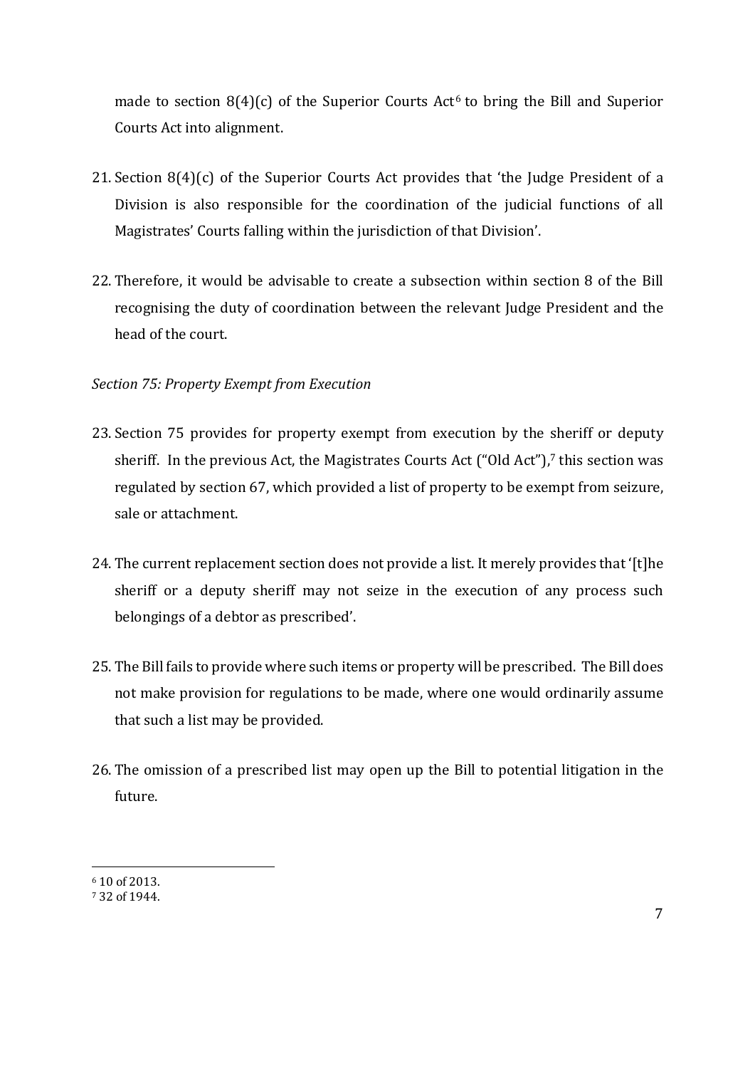made to section 8(4)(c) of the Superior Courts Act[6] to bring the Bill and Superior Courts Act into alignment.

21. Section 8(4)(c) of the Superior Courts Act provides that 'the Judge President of a Division is also responsible for the coordination of the judicial functions of all Magistrates' Courts falling within the jurisdiction of that Division'.

22. Therefore, it would be advisable to create a subsection within section 8 of the Bill recognising the duty of coordination between the relevant Judge President and the head of the court.

*Section 75: Property Exempt from Execution*

23. Section 75 provides for property exempt from execution by the sheriff or deputy sheriff. In the previous Act, the Magistrates Courts Act ("Old Act"),[7] this section was regulated by section 67, which provided a list of property to be exempt from seizure, sale or attachment.

24. The current replacement section does not provide a list. It merely provides that '[t]he sheriff or a deputy sheriff may not seize in the execution of any process such belongings of a debtor as prescribed'.

25. The Bill fails to provide where such items or property will be prescribed. The Bill does not make provision for regulations to be made, where one would ordinarily assume that such a list may be provided.

26. The omission of a prescribed list may open up the Bill to potential litigation in the future.

---

[6] 10 of 2013.

[7] 32 of 1944.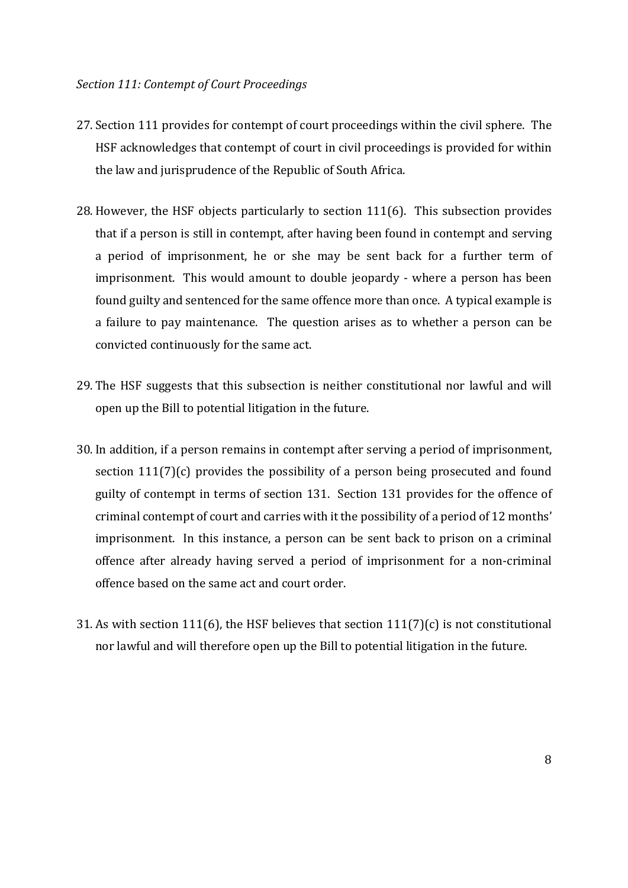*Section 111: Contempt of Court Proceedings*

27. Section 111 provides for contempt of court proceedings within the civil sphere. The HSF acknowledges that contempt of court in civil proceedings is provided for within the law and jurisprudence of the Republic of South Africa.

28. However, the HSF objects particularly to section 111(6). This subsection provides that if a person is still in contempt, after having been found in contempt and serving a period of imprisonment, he or she may be sent back for a further term of imprisonment. This would amount to double jeopardy - where a person has been found guilty and sentenced for the same offence more than once. A typical example is a failure to pay maintenance. The question arises as to whether a person can be convicted continuously for the same act.

29. The HSF suggests that this subsection is neither constitutional nor lawful and will open up the Bill to potential litigation in the future.

30. In addition, if a person remains in contempt after serving a period of imprisonment, section 111(7)(c) provides the possibility of a person being prosecuted and found guilty of contempt in terms of section 131. Section 131 provides for the offence of criminal contempt of court and carries with it the possibility of a period of 12 months' imprisonment. In this instance, a person can be sent back to prison on a criminal offence after already having served a period of imprisonment for a non-criminal offence based on the same act and court order.

31. As with section 111(6), the HSF believes that section 111(7)(c) is not constitutional nor lawful and will therefore open up the Bill to potential litigation in the future.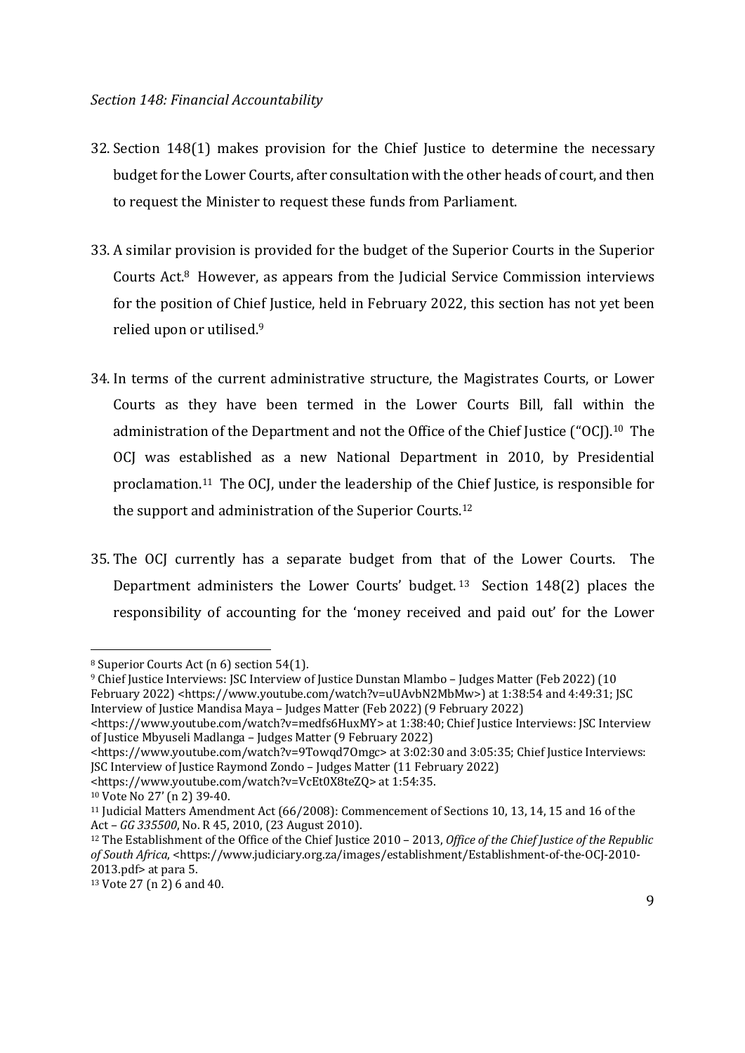*Section 148: Financial Accountability*

32. Section 148(1) makes provision for the Chief Justice to determine the necessary budget for the Lower Courts, after consultation with the other heads of court, and then to request the Minister to request these funds from Parliament.

33. A similar provision is provided for the budget of the Superior Courts in the Superior Courts Act.[8] However, as appears from the Judicial Service Commission interviews for the position of Chief Justice, held in February 2022, this section has not yet been relied upon or utilised.[9]

34. In terms of the current administrative structure, the Magistrates Courts, or Lower Courts as they have been termed in the Lower Courts Bill, fall within the administration of the Department and not the Office of the Chief Justice ("OCJ).[10] The OCJ was established as a new National Department in 2010, by Presidential proclamation.[11] The OCJ, under the leadership of the Chief Justice, is responsible for the support and administration of the Superior Courts.[12]

35. The OCJ currently has a separate budget from that of the Lower Courts. The Department administers the Lower Courts' budget.[13] Section 148(2) places the responsibility of accounting for the 'money received and paid out' for the Lower

---

[8] Superior Courts Act (n 6) section 54(1).

[9] Chief Justice Interviews: JSC Interview of Justice Dunstan Mlambo – Judges Matter (Feb 2022) (10 February 2022) <https://www.youtube.com/watch?v=uUAvbN2MbMw>) at 1:38:54 and 4:49:31; JSC Interview of Justice Mandisa Maya – Judges Matter (Feb 2022) (9 February 2022) <https://www.youtube.com/watch?v=medfs6HuxMY> at 1:38:40; Chief Justice Interviews: JSC Interview of Justice Mbyuseli Madlanga – Judges Matter (9 February 2022) <https://www.youtube.com/watch?v=9Towqd7Omgc> at 3:02:30 and 3:05:35; Chief Justice Interviews: JSC Interview of Justice Raymond Zondo – Judges Matter (11 February 2022) <https://www.youtube.com/watch?v=VcEt0X8teZQ> at 1:54:35.

[10] Vote No 27' (n 2) 39-40.

[11] Judicial Matters Amendment Act (66/2008): Commencement of Sections 10, 13, 14, 15 and 16 of the Act – *GG 335500*, No. R 45, 2010, (23 August 2010).

[12] The Establishment of the Office of the Chief Justice 2010 – 2013, *Office of the Chief Justice of the Republic of South Africa*, <https://www.judiciary.org.za/images/establishment/Establishment-of-the-OCJ-2010-2013.pdf> at para 5.

[13] Vote 27 (n 2) 6 and 40.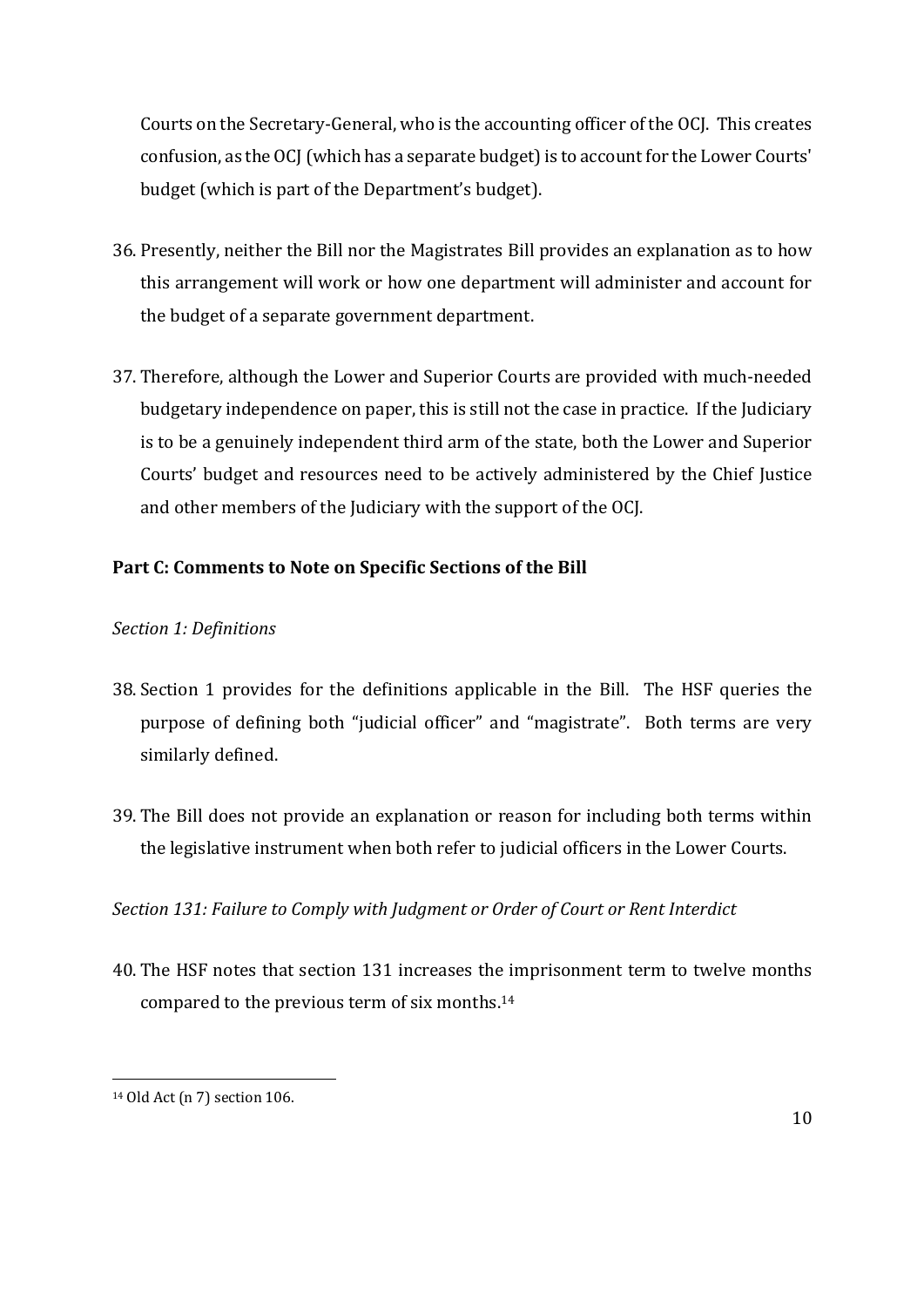Courts on the Secretary-General, who is the accounting officer of the OCJ. This creates confusion, as the OCJ (which has a separate budget) is to account for the Lower Courts' budget (which is part of the Department's budget).

36. Presently, neither the Bill nor the Magistrates Bill provides an explanation as to how this arrangement will work or how one department will administer and account for the budget of a separate government department.

37. Therefore, although the Lower and Superior Courts are provided with much-needed budgetary independence on paper, this is still not the case in practice. If the Judiciary is to be a genuinely independent third arm of the state, both the Lower and Superior Courts' budget and resources need to be actively administered by the Chief Justice and other members of the Judiciary with the support of the OCJ.

## Part C: Comments to Note on Specific Sections of the Bill

*Section 1: Definitions*

38. Section 1 provides for the definitions applicable in the Bill. The HSF queries the purpose of defining both "judicial officer" and "magistrate". Both terms are very similarly defined.

39. The Bill does not provide an explanation or reason for including both terms within the legislative instrument when both refer to judicial officers in the Lower Courts.

*Section 131: Failure to Comply with Judgment or Order of Court or Rent Interdict*

40. The HSF notes that section 131 increases the imprisonment term to twelve months compared to the previous term of six months.[14]

[14] Old Act (n 7) section 106.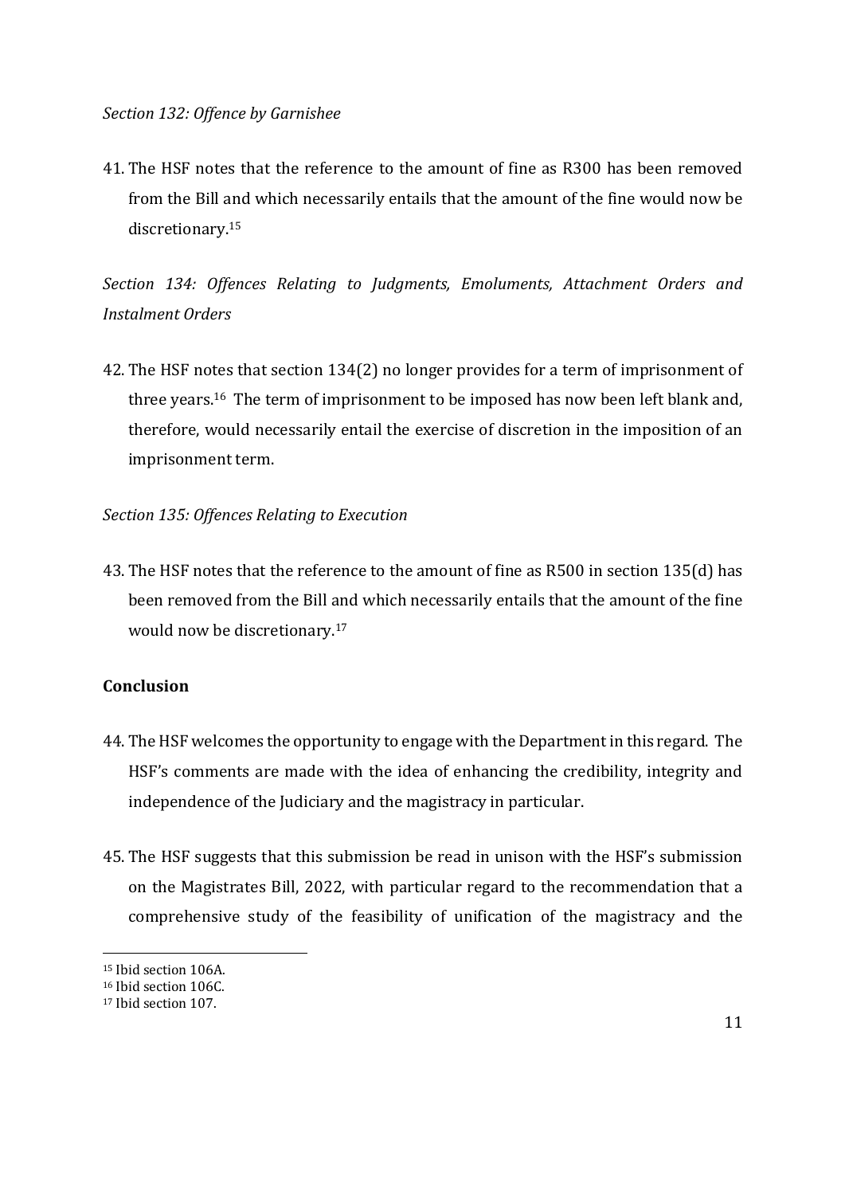*Section 132: Offence by Garnishee*

41. The HSF notes that the reference to the amount of fine as R300 has been removed from the Bill and which necessarily entails that the amount of the fine would now be discretionary.[15]

*Section 134: Offences Relating to Judgments, Emoluments, Attachment Orders and Instalment Orders*

42. The HSF notes that section 134(2) no longer provides for a term of imprisonment of three years.[16] The term of imprisonment to be imposed has now been left blank and, therefore, would necessarily entail the exercise of discretion in the imposition of an imprisonment term.

*Section 135: Offences Relating to Execution*

43. The HSF notes that the reference to the amount of fine as R500 in section 135(d) has been removed from the Bill and which necessarily entails that the amount of the fine would now be discretionary.[17]

**Conclusion**

44. The HSF welcomes the opportunity to engage with the Department in this regard. The HSF's comments are made with the idea of enhancing the credibility, integrity and independence of the Judiciary and the magistracy in particular.

45. The HSF suggests that this submission be read in unison with the HSF's submission on the Magistrates Bill, 2022, with particular regard to the recommendation that a comprehensive study of the feasibility of unification of the magistracy and the

---

[15] Ibid section 106A.

[16] Ibid section 106C.

[17] Ibid section 107.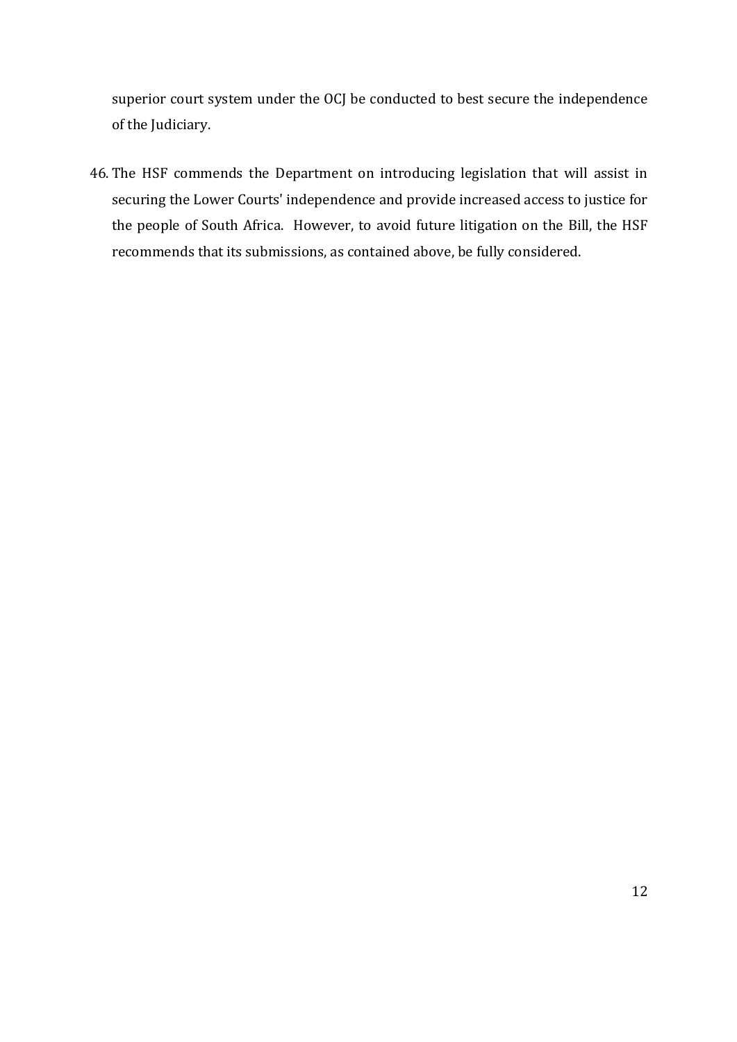superior court system under the OCJ be conducted to best secure the independence of the Judiciary.

46. The HSF commends the Department on introducing legislation that will assist in securing the Lower Courts' independence and provide increased access to justice for the people of South Africa. However, to avoid future litigation on the Bill, the HSF recommends that its submissions, as contained above, be fully considered.